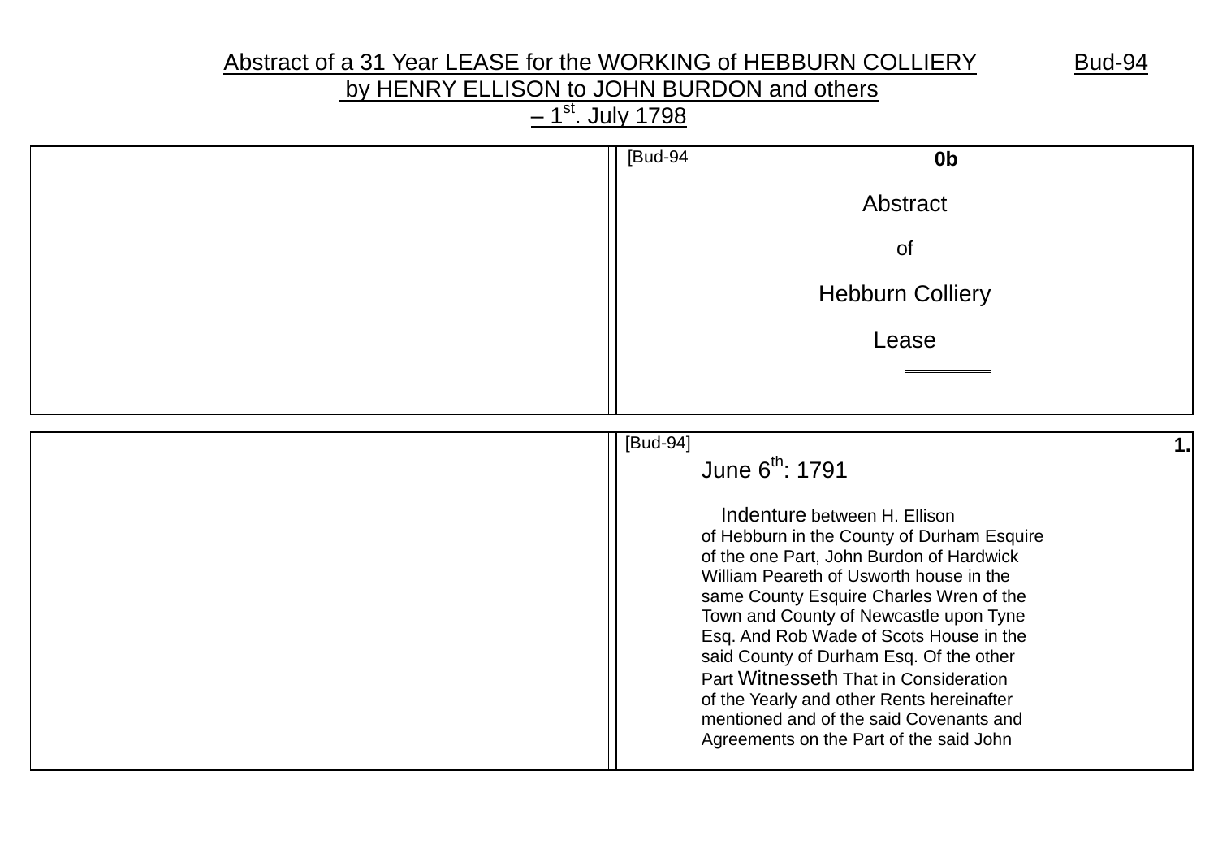# Abstract of a 31 Year LEASE for the WORKING of HEBBURN COLLIERY by HENRY ELLISON to JOHN BURDON and others – 1st. July 1798

Bud-94

|  | [Bud-94 **0b**<br><br>Abstract<br><br>of<br><br>Hebburn Colliery<br><br>Lease |
|---|---|

|  | [Bud-94] **1.**<br><br>June 6th: 1791<br><br>Indenture between H. Ellison of Hebburn in the County of Durham Esquire of the one Part, John Burdon of Hardwick William Peareth of Usworth house in the same County Esquire Charles Wren of the Town and County of Newcastle upon Tyne Esq. And Rob Wade of Scots House in the said County of Durham Esq. Of the other Part Witnesseth That in Consideration of the Yearly and other Rents hereinafter mentioned and of the said Covenants and Agreements on the Part of the said John |
|---|---|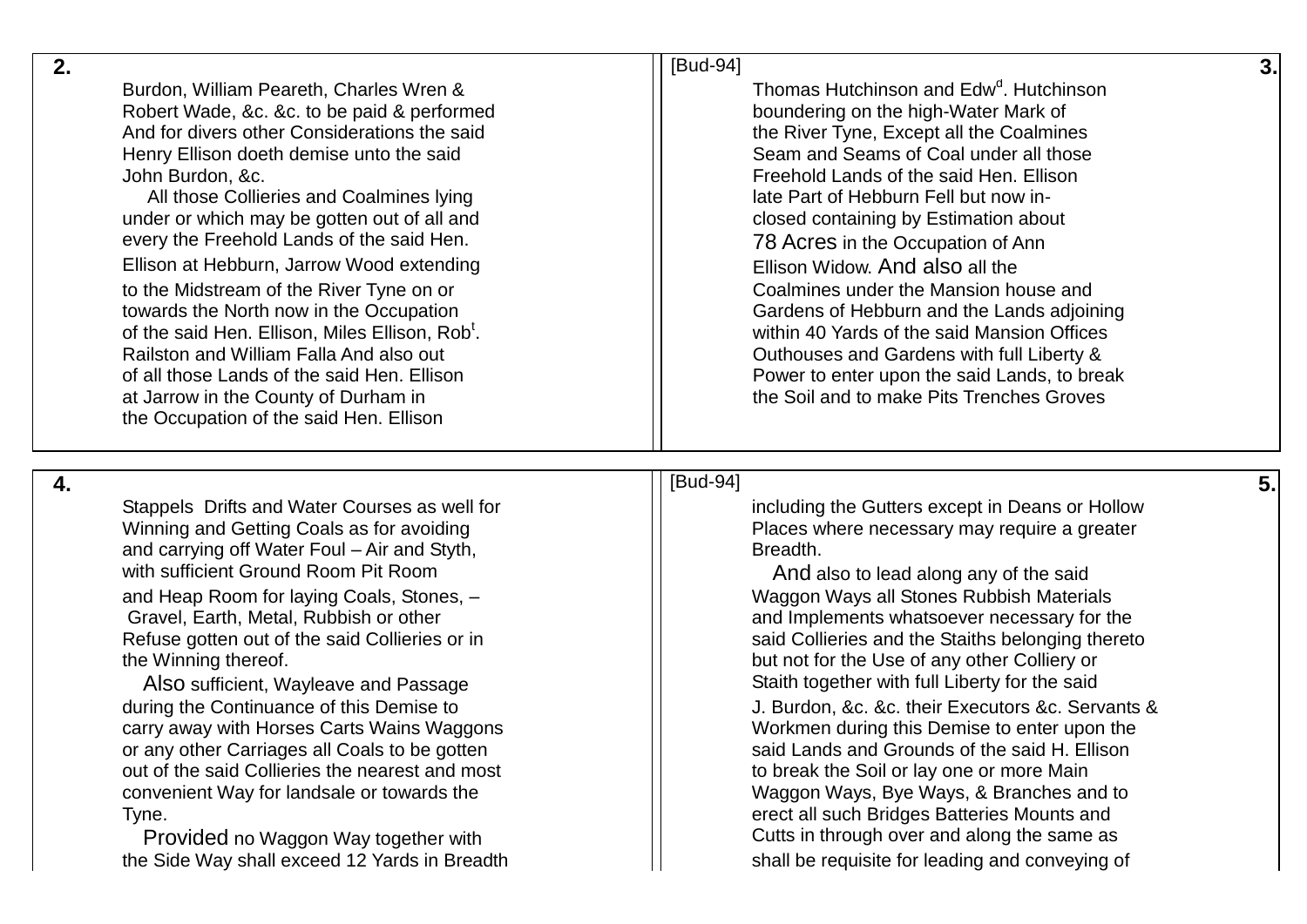Burdon, William Peareth, Charles Wren & Robert Wade, &c. &c. to be paid & performed And for divers other Considerations the said Henry Ellison doeth demise unto the said John Burdon, &c.

All those Collieries and Coalmines lying under or which may be gotten out of all and every the Freehold Lands of the said Hen. Ellison at Hebburn, Jarrow Wood extending to the Midstream of the River Tyne on or towards the North now in the Occupation of the said Hen. Ellison, Miles Ellison, Rob[t]. Railston and William Falla And also out of all those Lands of the said Hen. Ellison at Jarrow in the County of Durham in the Occupation of the said Hen. Ellison

[Bud-94]

Thomas Hutchinson and Edw[d]. Hutchinson boundering on the high-Water Mark of the River Tyne, Except all the Coalmines Seam and Seams of Coal under all those Freehold Lands of the said Hen. Ellison late Part of Hebburn Fell but now in-closed containing by Estimation about 78 Acres in the Occupation of Ann Ellison Widow. And also all the Coalmines under the Mansion house and Gardens of Hebburn and the Lands adjoining within 40 Yards of the said Mansion Offices Outhouses and Gardens with full Liberty & Power to enter upon the said Lands, to break the Soil and to make Pits Trenches Groves

Stappels Drifts and Water Courses as well for Winning and Getting Coals as for avoiding and carrying off Water Foul – Air and Styth, with sufficient Ground Room Pit Room and Heap Room for laying Coals, Stones, – Gravel, Earth, Metal, Rubbish or other Refuse gotten out of the said Collieries or in the Winning thereof.

Also sufficient, Wayleave and Passage during the Continuance of this Demise to carry away with Horses Carts Wains Waggons or any other Carriages all Coals to be gotten out of the said Collieries the nearest and most convenient Way for landsale or towards the Tyne.

Provided no Waggon Way together with the Side Way shall exceed 12 Yards in Breadth

[Bud-94]

including the Gutters except in Deans or Hollow Places where necessary may require a greater Breadth.

And also to lead along any of the said Waggon Ways all Stones Rubbish Materials and Implements whatsoever necessary for the said Collieries and the Staiths belonging thereto but not for the Use of any other Colliery or Staith together with full Liberty for the said J. Burdon, &c. &c. their Executors &c. Servants & Workmen during this Demise to enter upon the said Lands and Grounds of the said H. Ellison to break the Soil or lay one or more Main Waggon Ways, Bye Ways, & Branches and to erect all such Bridges Batteries Mounts and Cutts in through over and along the same as shall be requisite for leading and conveying of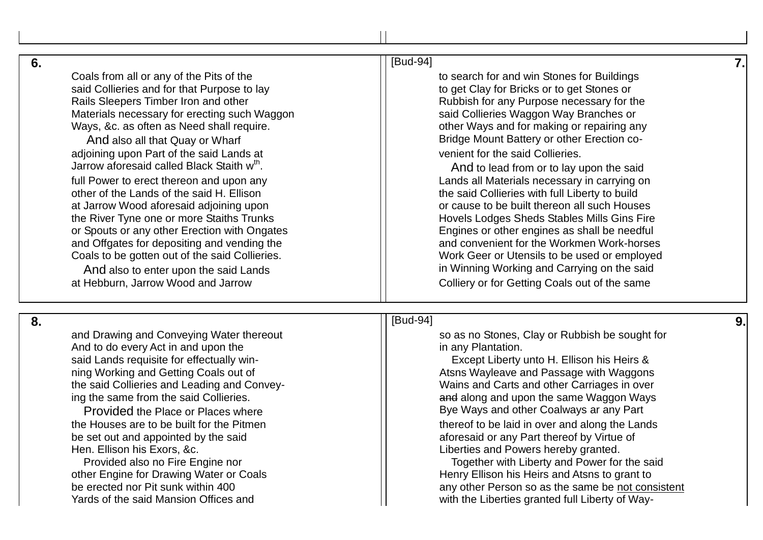**6.**

Coals from all or any of the Pits of the
said Collieries and for that Purpose to lay
Rails Sleepers Timber Iron and other
Materials necessary for erecting such Waggon
Ways, &c. as often as Need shall require.

And also all that Quay or Wharf
adjoining upon Part of the said Lands at
Jarrow aforesaid called Black Staith w[th].
full Power to erect thereon and upon any
other of the Lands of the said H. Ellison
at Jarrow Wood aforesaid adjoining upon
the River Tyne one or more Staiths Trunks
or Spouts or any other Erection with Ongates
and Offgates for depositing and vending the
Coals to be gotten out of the said Collieries.

And also to enter upon the said Lands
at Hebburn, Jarrow Wood and Jarrow

[Bud-94]

**7.**

to search for and win Stones for Buildings
to get Clay for Bricks or to get Stones or
Rubbish for any Purpose necessary for the
said Collieries Waggon Way Branches or
other Ways and for making or repairing any
Bridge Mount Battery or other Erection co-
venient for the said Collieries.

And to lead from or to lay upon the said
Lands all Materials necessary in carrying on
the said Collieries with full Liberty to build
or cause to be built thereon all such Houses
Hovels Lodges Sheds Stables Mills Gins Fire
Engines or other engines as shall be needful
and convenient for the Workmen Work-horses
Work Geer or Utensils to be used or employed
in Winning Working and Carrying on the said
Colliery or for Getting Coals out of the same

**8.**

and Drawing and Conveying Water thereout
And to do every Act in and upon the
said Lands requisite for effectually win-
ning Working and Getting Coals out of
the said Collieries and Leading and Convey-
ing the same from the said Collieries.

Provided the Place or Places where
the Houses are to be built for the Pitmen
be set out and appointed by the said
Hen. Ellison his Exors, &c.

Provided also no Fire Engine nor
other Engine for Drawing Water or Coals
be erected nor Pit sunk within 400
Yards of the said Mansion Offices and

[Bud-94]

**9.**

so as no Stones, Clay or Rubbish be sought for
in any Plantation.

Except Liberty unto H. Ellison his Heirs &
Atsns Wayleave and Passage with Waggons
Wains and Carts and other Carriages in over
~~and~~ along and upon the same Waggon Ways
Bye Ways and other Coalways ar any Part
thereof to be laid in over and along the Lands
aforesaid or any Part thereof by Virtue of
Liberties and Powers hereby granted.

Together with Liberty and Power for the said
Henry Ellison his Heirs and Atsns to grant to
any other Person so as the same be <u>not consistent</u>
with the Liberties granted full Liberty of Way-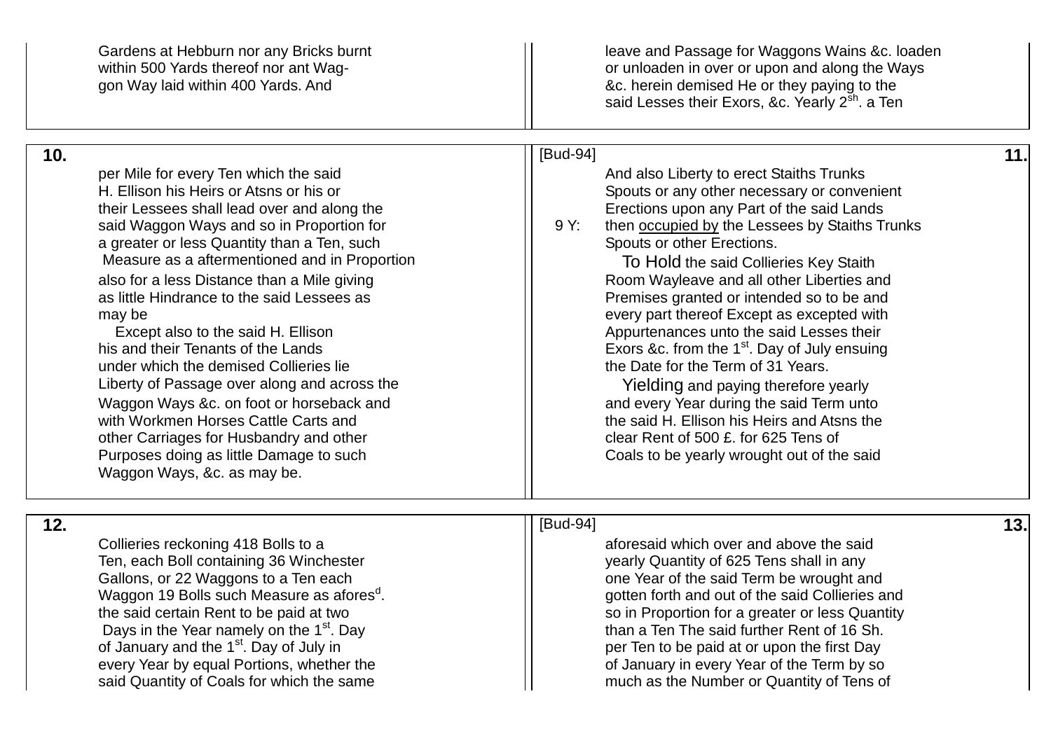Gardens at Hebburn nor any Bricks burnt within 500 Yards thereof nor ant Waggon Way laid within 400 Yards. And

leave and Passage for Waggons Wains &c. loaden or unloaden in over or upon and along the Ways &c. herein demised He or they paying to the said Lesses their Exors, &c. Yearly 2[sh]. a Ten

**10.**

per Mile for every Ten which the said H. Ellison his Heirs or Atsns or his or their Lessees shall lead over and along the said Waggon Ways and so in Proportion for a greater or less Quantity than a Ten, such Measure as a aftermentioned and in Proportion also for a less Distance than a Mile giving as little Hindrance to the said Lessees as may be

Except also to the said H. Ellison his and their Tenants of the Lands under which the demised Collieries lie Liberty of Passage over along and across the Waggon Ways &c. on foot or horseback and with Workmen Horses Cattle Carts and other Carriages for Husbandry and other Purposes doing as little Damage to such Waggon Ways, &c. as may be.

[Bud-94] **11.**

And also Liberty to erect Staiths Trunks Spouts or any other necessary or convenient Erections upon any Part of the said Lands

9 Y: then <u>occupied by</u> the Lessees by Staiths Trunks Spouts or other Erections.

To Hold the said Collieries Key Staith Room Wayleave and all other Liberties and Premises granted or intended so to be and every part thereof Except as excepted with Appurtenances unto the said Lesses their Exors &c. from the 1[st]. Day of July ensuing the Date for the Term of 31 Years.

Yielding and paying therefore yearly and every Year during the said Term unto the said H. Ellison his Heirs and Atsns the clear Rent of 500 £. for 625 Tens of Coals to be yearly wrought out of the said

**12.**

Collieries reckoning 418 Bolls to a Ten, each Boll containing 36 Winchester Gallons, or 22 Waggons to a Ten each Waggon 19 Bolls such Measure as afores[d]. the said certain Rent to be paid at two Days in the Year namely on the 1[st]. Day of January and the 1[st]. Day of July in every Year by equal Portions, whether the said Quantity of Coals for which the same

[Bud-94] **13.**

aforesaid which over and above the said yearly Quantity of 625 Tens shall in any one Year of the said Term be wrought and gotten forth and out of the said Collieries and so in Proportion for a greater or less Quantity than a Ten The said further Rent of 16 Sh. per Ten to be paid at or upon the first Day of January in every Year of the Term by so much as the Number or Quantity of Tens of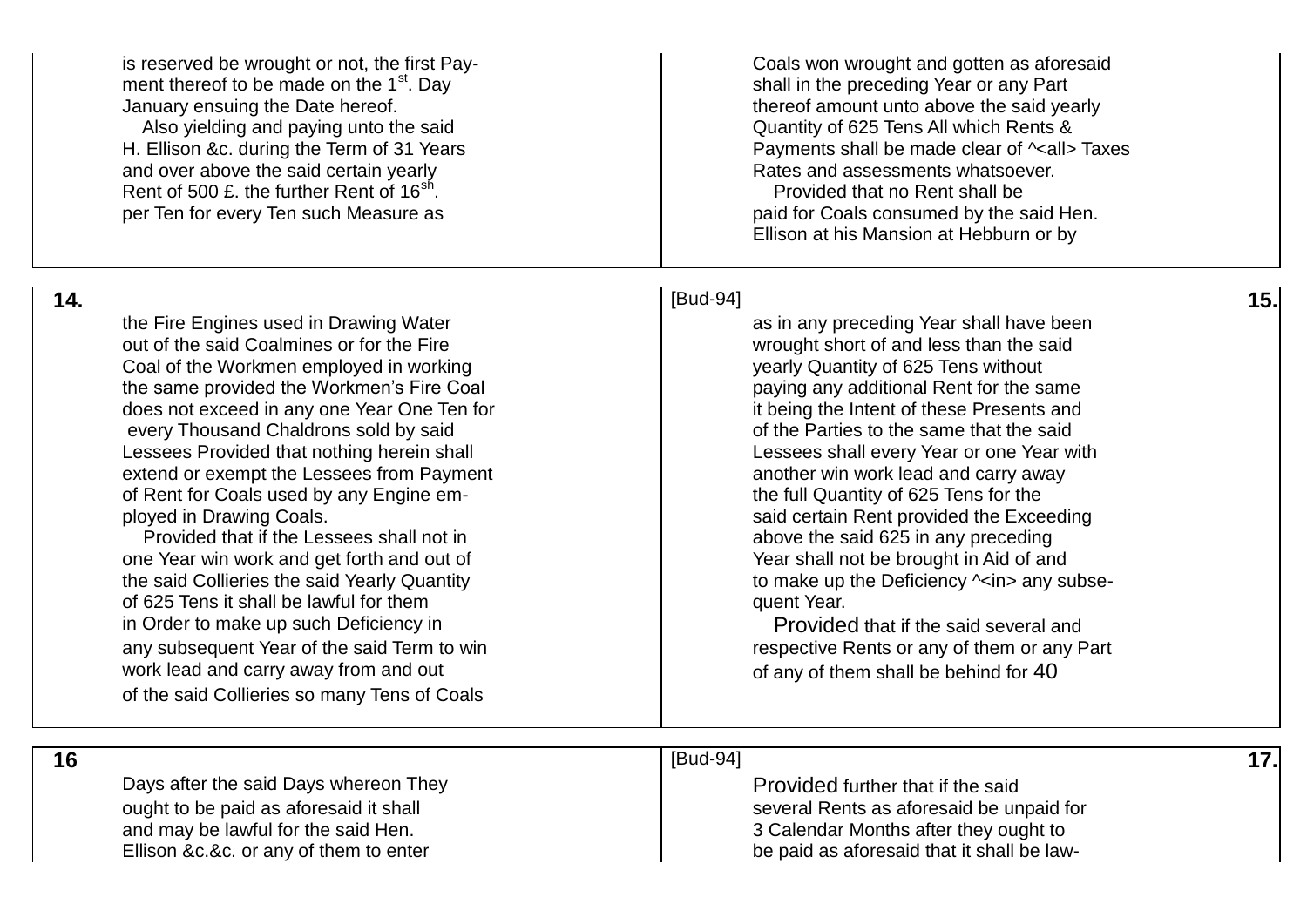is reserved be wrought or not, the first Payment thereof to be made on the 1st. Day January ensuing the Date hereof.

Also yielding and paying unto the said H. Ellison &c. during the Term of 31 Years and over above the said certain yearly Rent of 500 £. the further Rent of 16sh. per Ten for every Ten such Measure as

Coals won wrought and gotten as aforesaid shall in the preceding Year or any Part thereof amount unto above the said yearly Quantity of 625 Tens All which Rents & Payments shall be made clear of ^<all> Taxes Rates and assessments whatsoever.

Provided that no Rent shall be paid for Coals consumed by the said Hen. Ellison at his Mansion at Hebburn or by

**14.**

the Fire Engines used in Drawing Water out of the said Coalmines or for the Fire Coal of the Workmen employed in working the same provided the Workmen's Fire Coal does not exceed in any one Year One Ten for every Thousand Chaldrons sold by said Lessees Provided that nothing herein shall extend or exempt the Lessees from Payment of Rent for Coals used by any Engine employed in Drawing Coals.

Provided that if the Lessees shall not in one Year win work and get forth and out of the said Collieries the said Yearly Quantity of 625 Tens it shall be lawful for them in Order to make up such Deficiency in any subsequent Year of the said Term to win work lead and carry away from and out of the said Collieries so many Tens of Coals

[Bud-94] **15.**

as in any preceding Year shall have been wrought short of and less than the said yearly Quantity of 625 Tens without paying any additional Rent for the same it being the Intent of these Presents and of the Parties to the same that the said Lessees shall every Year or one Year with another win work lead and carry away the full Quantity of 625 Tens for the said certain Rent provided the Exceeding above the said 625 in any preceding Year shall not be brought in Aid of and to make up the Deficiency ^<in> any subsequent Year.

Provided that if the said several and respective Rents or any of them or any Part of any of them shall be behind for 40

**16**

Days after the said Days whereon They ought to be paid as aforesaid it shall and may be lawful for the said Hen. Ellison &c.&c. or any of them to enter

[Bud-94] **17.**

Provided further that if the said several Rents as aforesaid be unpaid for 3 Calendar Months after they ought to be paid as aforesaid that it shall be law-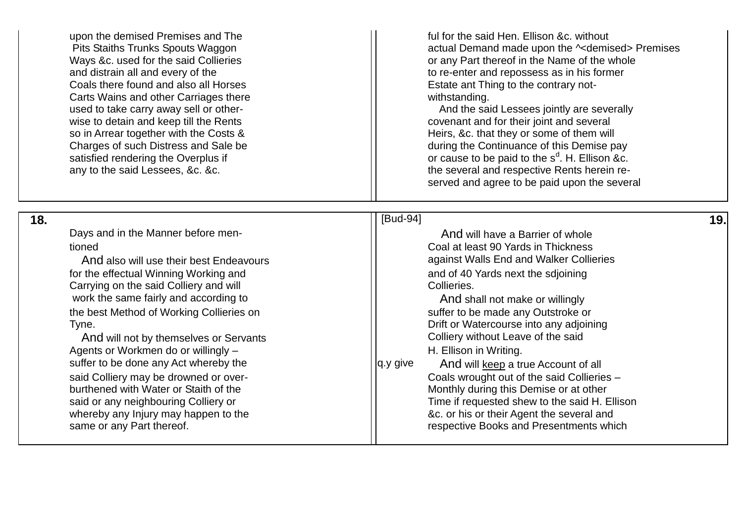upon the demised Premises and The
Pits Staiths Trunks Spouts Waggon
Ways &c. used for the said Collieries
and distrain all and every of the
Coals there found and also all Horses
Carts Wains and other Carriages there
used to take carry away sell or other-
wise to detain and keep till the Rents
so in Arrear together with the Costs &
Charges of such Distress and Sale be
satisfied rendering the Overplus if
any to the said Lessees, &c. &c.

ful for the said Hen. Ellison &c. without
actual Demand made upon the ^<demised> Premises
or any Part thereof in the Name of the whole
to re-enter and repossess as in his former
Estate ant Thing to the contrary not-
withstanding.

And the said Lessees jointly are severally
covenant and for their joint and several
Heirs, &c. that they or some of them will
during the Continuance of this Demise pay
or cause to be paid to the s[d]. H. Ellison &c.
the several and respective Rents herein re-
served and agree to be paid upon the several

**18.**

Days and in the Manner before men-
tioned

And also will use their best Endeavours
for the effectual Winning Working and
Carrying on the said Colliery and will
work the same fairly and according to
the best Method of Working Collieries on
Tyne.

And will not by themselves or Servants
Agents or Workmen do or willingly –
suffer to be done any Act whereby the
said Colliery may be drowned or over-
burthened with Water or Staith of the
said or any neighbouring Colliery or
whereby any Injury may happen to the
same or any Part thereof.

[Bud-94]

**19.**

And will have a Barrier of whole
Coal at least 90 Yards in Thickness
against Walls End and Walker Collieries
and of 40 Yards next the sdjoining
Collieries.

And shall not make or willingly
suffer to be made any Outstroke or
Drift or Watercourse into any adjoining
Colliery without Leave of the said
H. Ellison in Writing.

q.y give

And will <u>keep</u> a true Account of all
Coals wrought out of the said Collieries –
Monthly during this Demise or at other
Time if requested shew to the said H. Ellison
&c. or his or their Agent the several and
respective Books and Presentments which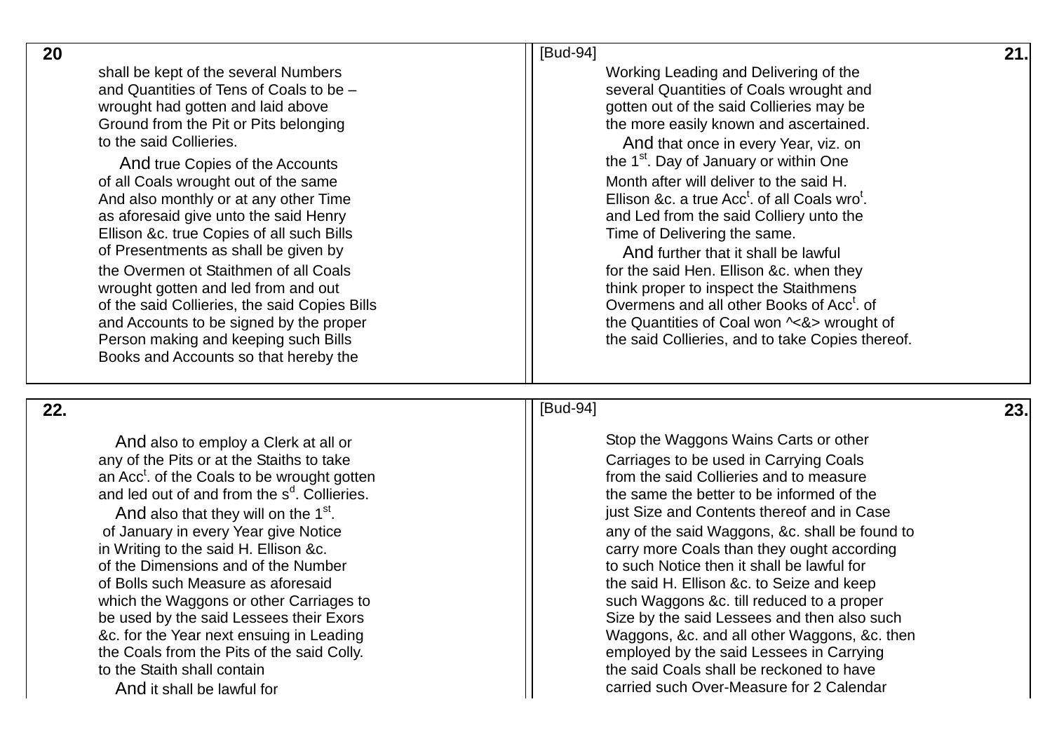**20**

shall be kept of the several Numbers
and Quantities of Tens of Coals to be –
wrought had gotten and laid above
Ground from the Pit or Pits belonging
to the said Collieries.

And true Copies of the Accounts
of all Coals wrought out of the same
And also monthly or at any other Time
as aforesaid give unto the said Henry
Ellison &c. true Copies of all such Bills
of Presentments as shall be given by
the Overmen ot Staithmen of all Coals
wrought gotten and led from and out
of the said Collieries, the said Copies Bills
and Accounts to be signed by the proper
Person making and keeping such Bills
Books and Accounts so that hereby the

[Bud-94] **21.**

Working Leading and Delivering of the
several Quantities of Coals wrought and
gotten out of the said Collieries may be
the more easily known and ascertained.

And that once in every Year, viz. on
the 1st. Day of January or within One
Month after will deliver to the said H.
Ellison &c. a true Acct. of all Coals wrot.
and Led from the said Colliery unto the
Time of Delivering the same.

And further that it shall be lawful
for the said Hen. Ellison &c. when they
think proper to inspect the Staithmens
Overmens and all other Books of Acct. of
the Quantities of Coal won ^<&> wrought of
the said Collieries, and to take Copies thereof.

**22.**

And also to employ a Clerk at all or
any of the Pits or at the Staiths to take
an Acct. of the Coals to be wrought gotten
and led out of and from the sd. Collieries.

And also that they will on the 1st.
of January in every Year give Notice
in Writing to the said H. Ellison &c.
of the Dimensions and of the Number
of Bolls such Measure as aforesaid
which the Waggons or other Carriages to
be used by the said Lessees their Exors
&c. for the Year next ensuing in Leading
the Coals from the Pits of the said Colly.
to the Staith shall contain

And it shall be lawful for

[Bud-94] **23.**

Stop the Waggons Wains Carts or other
Carriages to be used in Carrying Coals
from the said Collieries and to measure
the same the better to be informed of the
just Size and Contents thereof and in Case
any of the said Waggons, &c. shall be found to
carry more Coals than they ought according
to such Notice then it shall be lawful for
the said H. Ellison &c. to Seize and keep
such Waggons &c. till reduced to a proper
Size by the said Lessees and then also such
Waggons, &c. and all other Waggons, &c. then
employed by the said Lessees in Carrying
the said Coals shall be reckoned to have
carried such Over-Measure for 2 Calendar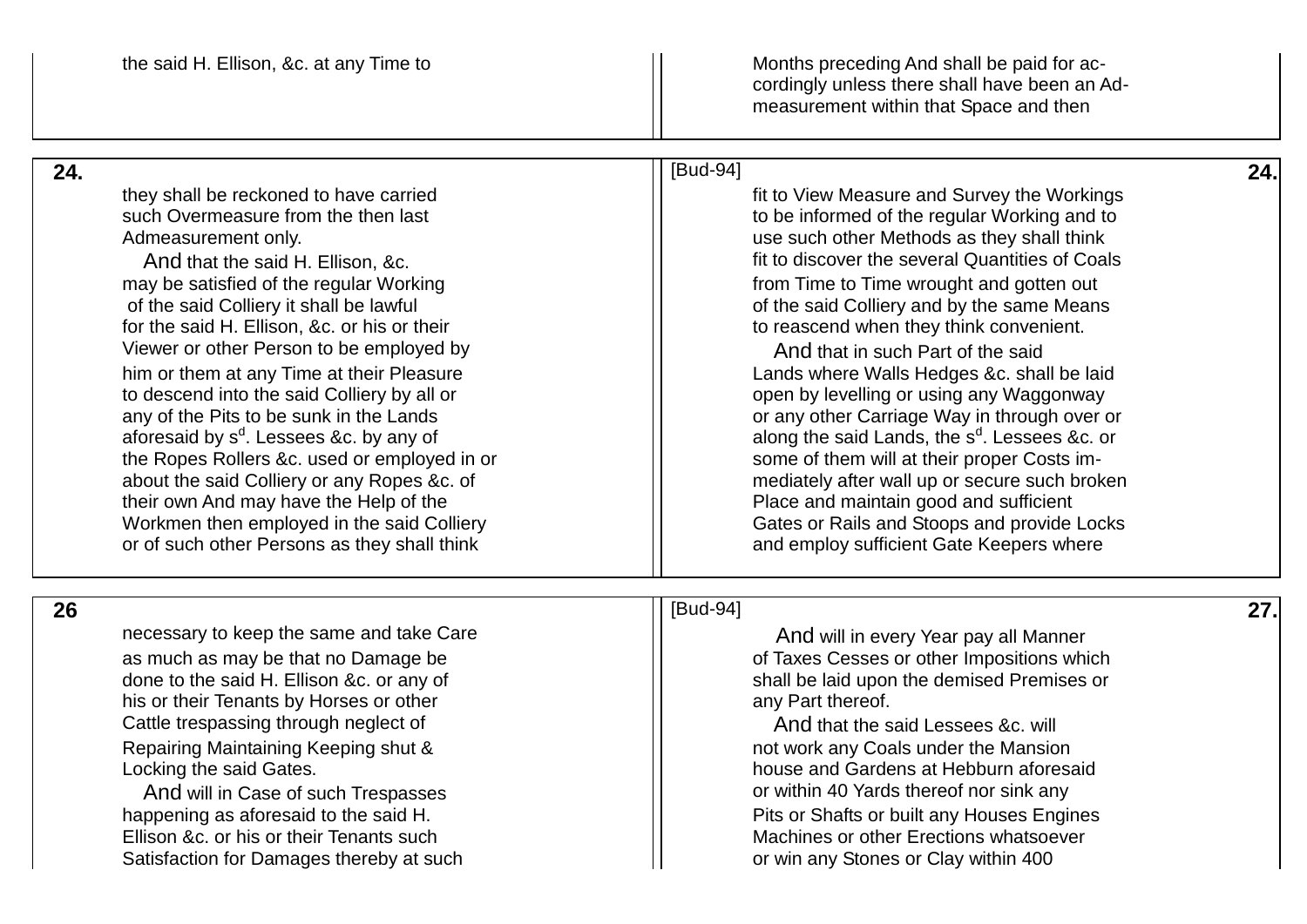the said H. Ellison, &c. at any Time to

Months preceding And shall be paid for accordingly unless there shall have been an Admeasurement within that Space and then

**24.**

they shall be reckoned to have carried such Overmeasure from the then last Admeasurement only.

And that the said H. Ellison, &c. may be satisfied of the regular Working of the said Colliery it shall be lawful for the said H. Ellison, &c. or his or their Viewer or other Person to be employed by him or them at any Time at their Pleasure to descend into the said Colliery by all or any of the Pits to be sunk in the Lands aforesaid by s[d]. Lessees &c. by any of the Ropes Rollers &c. used or employed in or about the said Colliery or any Ropes &c. of their own And may have the Help of the Workmen then employed in the said Colliery or of such other Persons as they shall think

[Bud-94] **24.**

fit to View Measure and Survey the Workings to be informed of the regular Working and to use such other Methods as they shall think fit to discover the several Quantities of Coals from Time to Time wrought and gotten out of the said Colliery and by the same Means to reascend when they think convenient.

And that in such Part of the said Lands where Walls Hedges &c. shall be laid open by levelling or using any Waggonway or any other Carriage Way in through over or along the said Lands, the s[d]. Lessees &c. or some of them will at their proper Costs immediately after wall up or secure such broken Place and maintain good and sufficient Gates or Rails and Stoops and provide Locks and employ sufficient Gate Keepers where

**26**

necessary to keep the same and take Care as much as may be that no Damage be done to the said H. Ellison &c. or any of his or their Tenants by Horses or other Cattle trespassing through neglect of Repairing Maintaining Keeping shut & Locking the said Gates.

And will in Case of such Trespasses happening as aforesaid to the said H. Ellison &c. or his or their Tenants such Satisfaction for Damages thereby at such

[Bud-94] **27.**

And will in every Year pay all Manner of Taxes Cesses or other Impositions which shall be laid upon the demised Premises or any Part thereof.

And that the said Lessees &c. will not work any Coals under the Mansion house and Gardens at Hebburn aforesaid or within 40 Yards thereof nor sink any Pits or Shafts or built any Houses Engines Machines or other Erections whatsoever or win any Stones or Clay within 400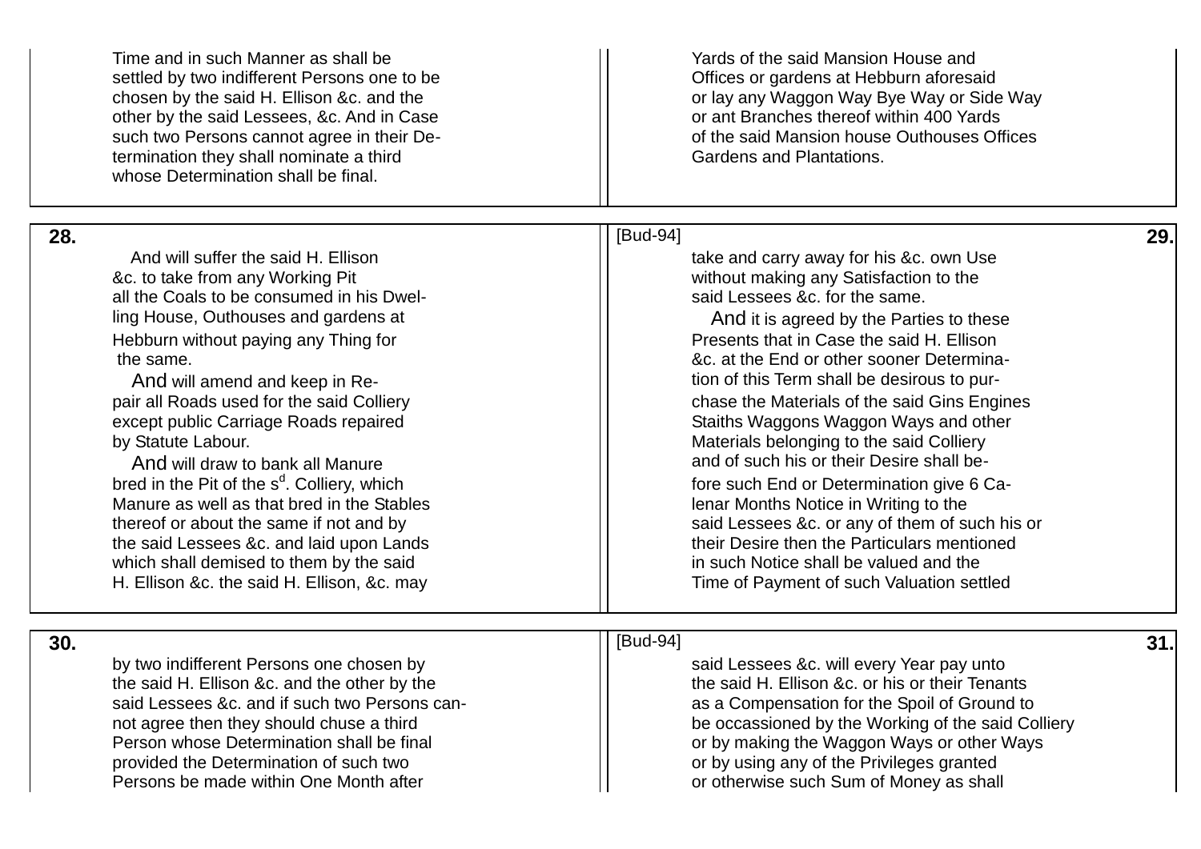Time and in such Manner as shall be settled by two indifferent Persons one to be chosen by the said H. Ellison &c. and the other by the said Lessees, &c. And in Case such two Persons cannot agree in their Determination they shall nominate a third whose Determination shall be final.

Yards of the said Mansion House and Offices or gardens at Hebburn aforesaid or lay any Waggon Way Bye Way or Side Way or ant Branches thereof within 400 Yards of the said Mansion house Outhouses Offices Gardens and Plantations.

**28.**

And will suffer the said H. Ellison &c. to take from any Working Pit all the Coals to be consumed in his Dwelling House, Outhouses and gardens at Hebburn without paying any Thing for the same.

And will amend and keep in Repair all Roads used for the said Colliery except public Carriage Roads repaired by Statute Labour.

And will draw to bank all Manure bred in the Pit of the s[d]. Colliery, which Manure as well as that bred in the Stables thereof or about the same if not and by the said Lessees &c. and laid upon Lands which shall demised to them by the said H. Ellison &c. the said H. Ellison, &c. may

[Bud-94] **29.**

take and carry away for his &c. own Use without making any Satisfaction to the said Lessees &c. for the same.

And it is agreed by the Parties to these Presents that in Case the said H. Ellison &c. at the End or other sooner Determination of this Term shall be desirous to purchase the Materials of the said Gins Engines Staiths Waggons Waggon Ways and other Materials belonging to the said Colliery and of such his or their Desire shall before such End or Determination give 6 Calenar Months Notice in Writing to the said Lessees &c. or any of them of such his or their Desire then the Particulars mentioned in such Notice shall be valued and the Time of Payment of such Valuation settled

**30.**

by two indifferent Persons one chosen by the said H. Ellison &c. and the other by the said Lessees &c. and if such two Persons cannot agree then they should chuse a third Person whose Determination shall be final provided the Determination of such two Persons be made within One Month after

[Bud-94] **31.**

said Lessees &c. will every Year pay unto the said H. Ellison &c. or his or their Tenants as a Compensation for the Spoil of Ground to be occassioned by the Working of the said Colliery or by making the Waggon Ways or other Ways or by using any of the Privileges granted or otherwise such Sum of Money as shall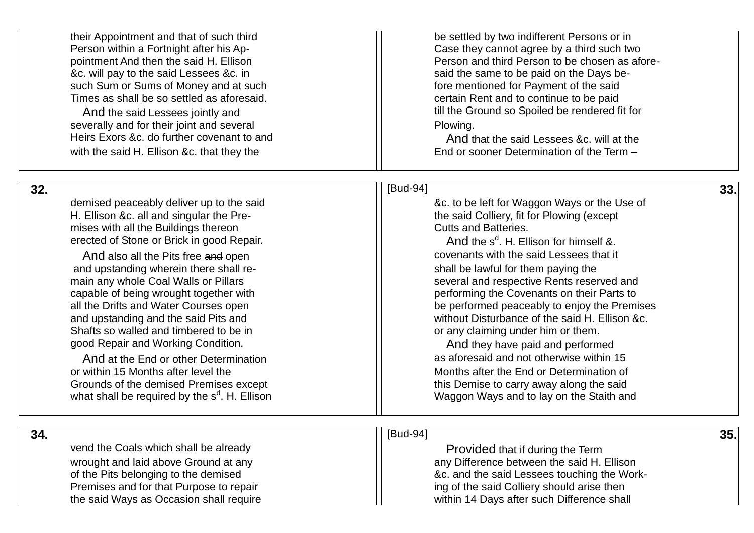their Appointment and that of such third
Person within a Fortnight after his Ap-
pointment And then the said H. Ellison
&c. will pay to the said Lessees &c. in
such Sum or Sums of Money and at such
Times as shall be so settled as aforesaid.

And the said Lessees jointly and
severally and for their joint and several
Heirs Exors &c. do further covenant to and
with the said H. Ellison &c. that they the

be settled by two indifferent Persons or in
Case they cannot agree by a third such two
Person and third Person to be chosen as afore-
said the same to be paid on the Days be-
fore mentioned for Payment of the said
certain Rent and to continue to be paid
till the Ground so Spoiled be rendered fit for
Plowing.

And that the said Lessees &c. will at the
End or sooner Determination of the Term –

**32.**

demised peaceably deliver up to the said
H. Ellison &c. all and singular the Pre-
mises with all the Buildings thereon
erected of Stone or Brick in good Repair.

And also all the Pits free ~~and~~ open
and upstanding wherein there shall re-
main any whole Coal Walls or Pillars
capable of being wrought together with
all the Drifts and Water Courses open
and upstanding and the said Pits and
Shafts so walled and timbered to be in
good Repair and Working Condition.

And at the End or other Determination
or within 15 Months after level the
Grounds of the demised Premises except
what shall be required by the s[d]. H. Ellison

[Bud-94] **33.**

&c. to be left for Waggon Ways or the Use of
the said Colliery, fit for Plowing (except
Cutts and Batteries.

And the s[d]. H. Ellison for himself &.
covenants with the said Lessees that it
shall be lawful for them paying the
several and respective Rents reserved and
performing the Covenants on their Parts to
be performed peaceably to enjoy the Premises
without Disturbance of the said H. Ellison &c.
or any claiming under him or them.

And they have paid and performed
as aforesaid and not otherwise within 15
Months after the End or Determination of
this Demise to carry away along the said
Waggon Ways and to lay on the Staith and

**34.**

vend the Coals which shall be already
wrought and laid above Ground at any
of the Pits belonging to the demised
Premises and for that Purpose to repair
the said Ways as Occasion shall require

[Bud-94] **35.**

Provided that if during the Term
any Difference between the said H. Ellison
&c. and the said Lessees touching the Work-
ing of the said Colliery should arise then
within 14 Days after such Difference shall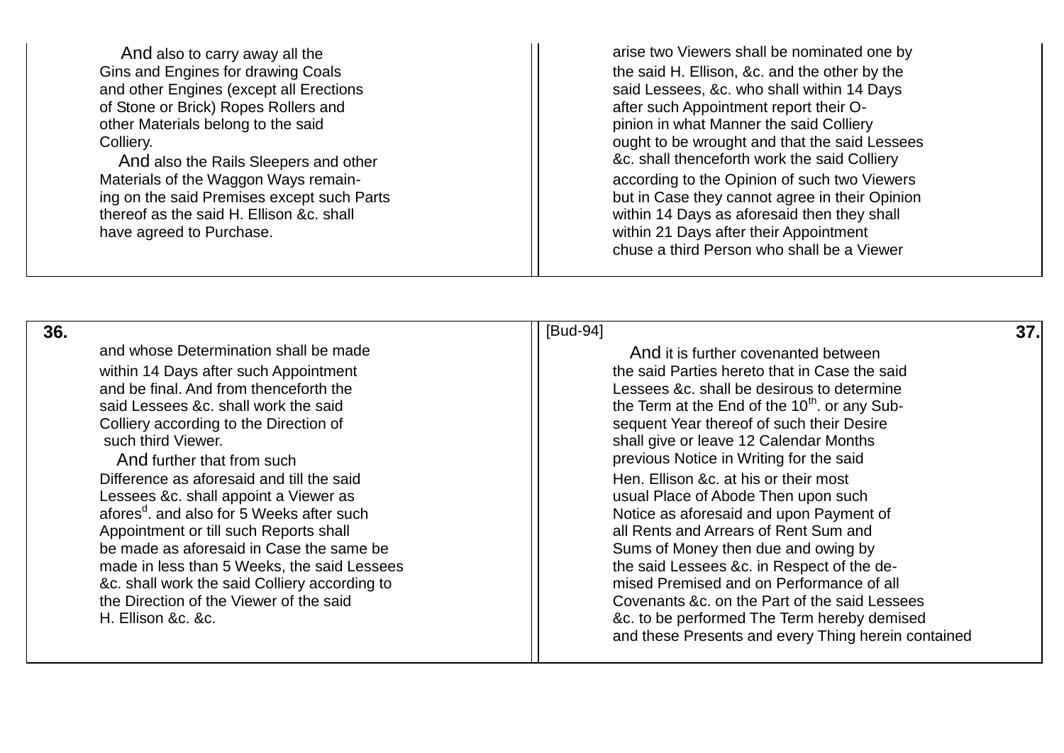And also to carry away all the Gins and Engines for drawing Coals and other Engines (except all Erections of Stone or Brick) Ropes Rollers and other Materials belong to the said Colliery.

And also the Rails Sleepers and other Materials of the Waggon Ways remaining on the said Premises except such Parts thereof as the said H. Ellison &c. shall have agreed to Purchase.

arise two Viewers shall be nominated one by the said H. Ellison, &c. and the other by the said Lessees, &c. who shall within 14 Days after such Appointment report their Opinion in what Manner the said Colliery ought to be wrought and that the said Lessees &c. shall thenceforth work the said Colliery according to the Opinion of such two Viewers but in Case they cannot agree in their Opinion within 14 Days as aforesaid then they shall within 21 Days after their Appointment chuse a third Person who shall be a Viewer

**36.**

and whose Determination shall be made within 14 Days after such Appointment and be final. And from thenceforth the said Lessees &c. shall work the said Colliery according to the Direction of such third Viewer.

And further that from such Difference as aforesaid and till the said Lessees &c. shall appoint a Viewer as afores[d]. and also for 5 Weeks after such Appointment or till such Reports shall be made as aforesaid in Case the same be made in less than 5 Weeks, the said Lessees &c. shall work the said Colliery according to the Direction of the Viewer of the said H. Ellison &c. &c.

[Bud-94]

**37.**

And it is further covenanted between the said Parties hereto that in Case the said Lessees &c. shall be desirous to determine the Term at the End of the 10[th]. or any Subsequent Year thereof of such their Desire shall give or leave 12 Calendar Months previous Notice in Writing for the said Hen. Ellison &c. at his or their most usual Place of Abode Then upon such Notice as aforesaid and upon Payment of all Rents and Arrears of Rent Sum and Sums of Money then due and owing by the said Lessees &c. in Respect of the demised Premised and on Performance of all Covenants &c. on the Part of the said Lessees &c. to be performed The Term hereby demised and these Presents and every Thing herein contained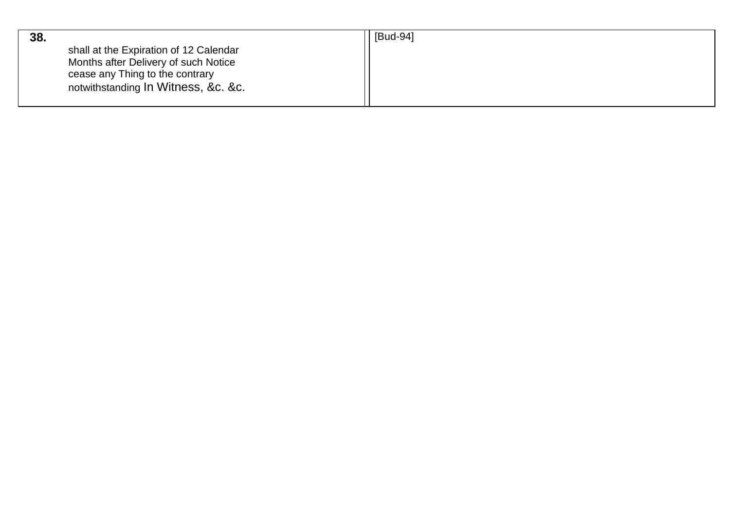| | |
|---|---|
| **38.**<br>shall at the Expiration of 12 Calendar Months after Delivery of such Notice cease any Thing to the contrary notwithstanding In Witness, &c. &c. | [Bud-94] |